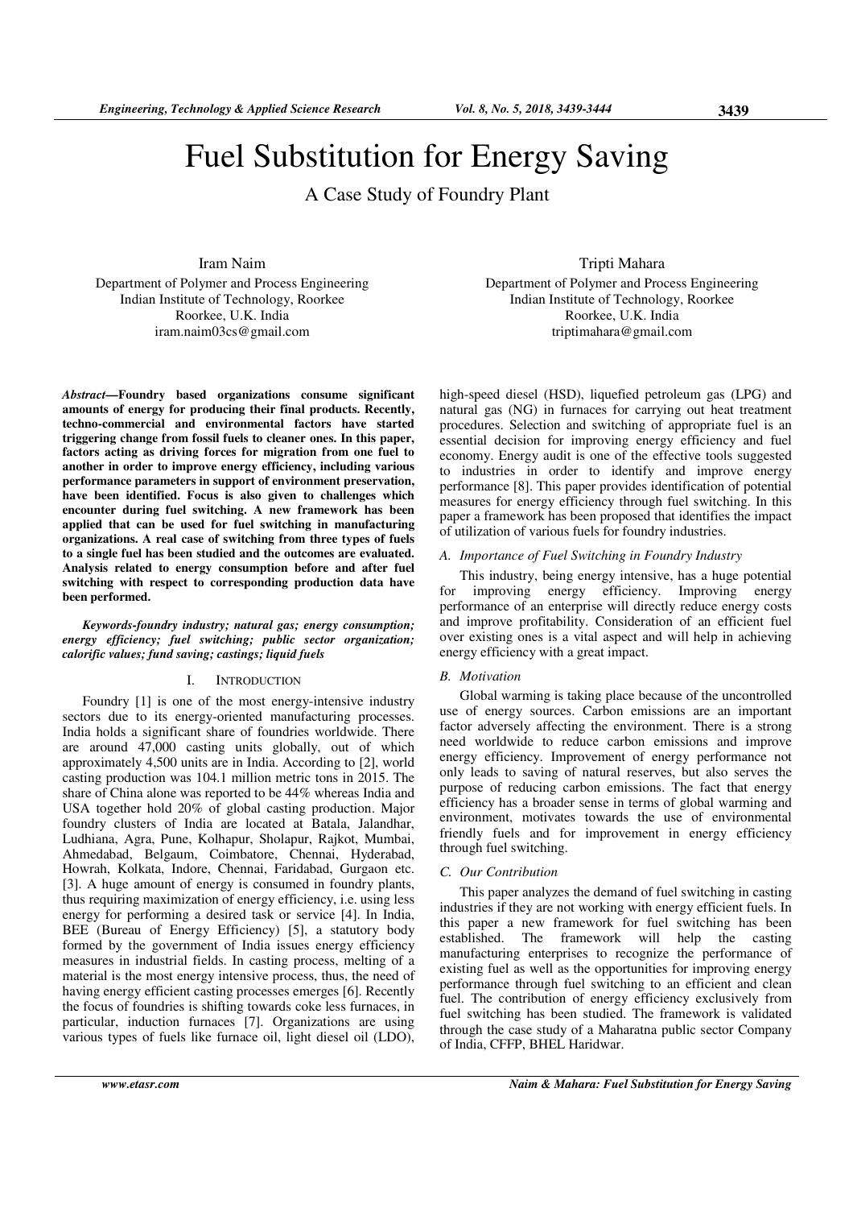# Fuel Substitution for Energy Saving

## A Case Study of Foundry Plant

Iram Naim
Department of Polymer and Process Engineering
Indian Institute of Technology, Roorkee
Roorkee, U.K. India
iram.naim03cs@gmail.com

Tripti Mahara
Department of Polymer and Process Engineering
Indian Institute of Technology, Roorkee
Roorkee, U.K. India
triptimahara@gmail.com

***Abstract*—Foundry based organizations consume significant amounts of energy for producing their final products. Recently, techno-commercial and environmental factors have started triggering change from fossil fuels to cleaner ones. In this paper, factors acting as driving forces for migration from one fuel to another in order to improve energy efficiency, including various performance parameters in support of environment preservation, have been identified. Focus is also given to challenges which encounter during fuel switching. A new framework has been applied that can be used for fuel switching in manufacturing organizations. A real case of switching from three types of fuels to a single fuel has been studied and the outcomes are evaluated. Analysis related to energy consumption before and after fuel switching with respect to corresponding production data have been performed.**

***Keywords-foundry industry; natural gas; energy consumption; energy efficiency; fuel switching; public sector organization; calorific values; fund saving; castings; liquid fuels***

## I. INTRODUCTION

Foundry [1] is one of the most energy-intensive industry sectors due to its energy-oriented manufacturing processes. India holds a significant share of foundries worldwide. There are around 47,000 casting units globally, out of which approximately 4,500 units are in India. According to [2], world casting production was 104.1 million metric tons in 2015. The share of China alone was reported to be 44% whereas India and USA together hold 20% of global casting production. Major foundry clusters of India are located at Batala, Jalandhar, Ludhiana, Agra, Pune, Kolhapur, Sholapur, Rajkot, Mumbai, Ahmedabad, Belgaum, Coimbatore, Chennai, Hyderabad, Howrah, Kolkata, Indore, Chennai, Faridabad, Gurgaon etc. [3]. A huge amount of energy is consumed in foundry plants, thus requiring maximization of energy efficiency, i.e. using less energy for performing a desired task or service [4]. In India, BEE (Bureau of Energy Efficiency) [5], a statutory body formed by the government of India issues energy efficiency measures in industrial fields. In casting process, melting of a material is the most energy intensive process, thus, the need of having energy efficient casting processes emerges [6]. Recently the focus of foundries is shifting towards coke less furnaces, in particular, induction furnaces [7]. Organizations are using various types of fuels like furnace oil, light diesel oil (LDO), high-speed diesel (HSD), liquefied petroleum gas (LPG) and natural gas (NG) in furnaces for carrying out heat treatment procedures. Selection and switching of appropriate fuel is an essential decision for improving energy efficiency and fuel economy. Energy audit is one of the effective tools suggested to industries in order to identify and improve energy performance [8]. This paper provides identification of potential measures for energy efficiency through fuel switching. In this paper a framework has been proposed that identifies the impact of utilization of various fuels for foundry industries.

### *A. Importance of Fuel Switching in Foundry Industry*

This industry, being energy intensive, has a huge potential for improving energy efficiency. Improving energy performance of an enterprise will directly reduce energy costs and improve profitability. Consideration of an efficient fuel over existing ones is a vital aspect and will help in achieving energy efficiency with a great impact.

### *B. Motivation*

Global warming is taking place because of the uncontrolled use of energy sources. Carbon emissions are an important factor adversely affecting the environment. There is a strong need worldwide to reduce carbon emissions and improve energy efficiency. Improvement of energy performance not only leads to saving of natural reserves, but also serves the purpose of reducing carbon emissions. The fact that energy efficiency has a broader sense in terms of global warming and environment, motivates towards the use of environmental friendly fuels and for improvement in energy efficiency through fuel switching.

### *C. Our Contribution*

This paper analyzes the demand of fuel switching in casting industries if they are not working with energy efficient fuels. In this paper a new framework for fuel switching has been established. The framework will help the casting manufacturing enterprises to recognize the performance of existing fuel as well as the opportunities for improving energy performance through fuel switching to an efficient and clean fuel. The contribution of energy efficiency exclusively from fuel switching has been studied. The framework is validated through the case study of a Maharatna public sector Company of India, CFFP, BHEL Haridwar.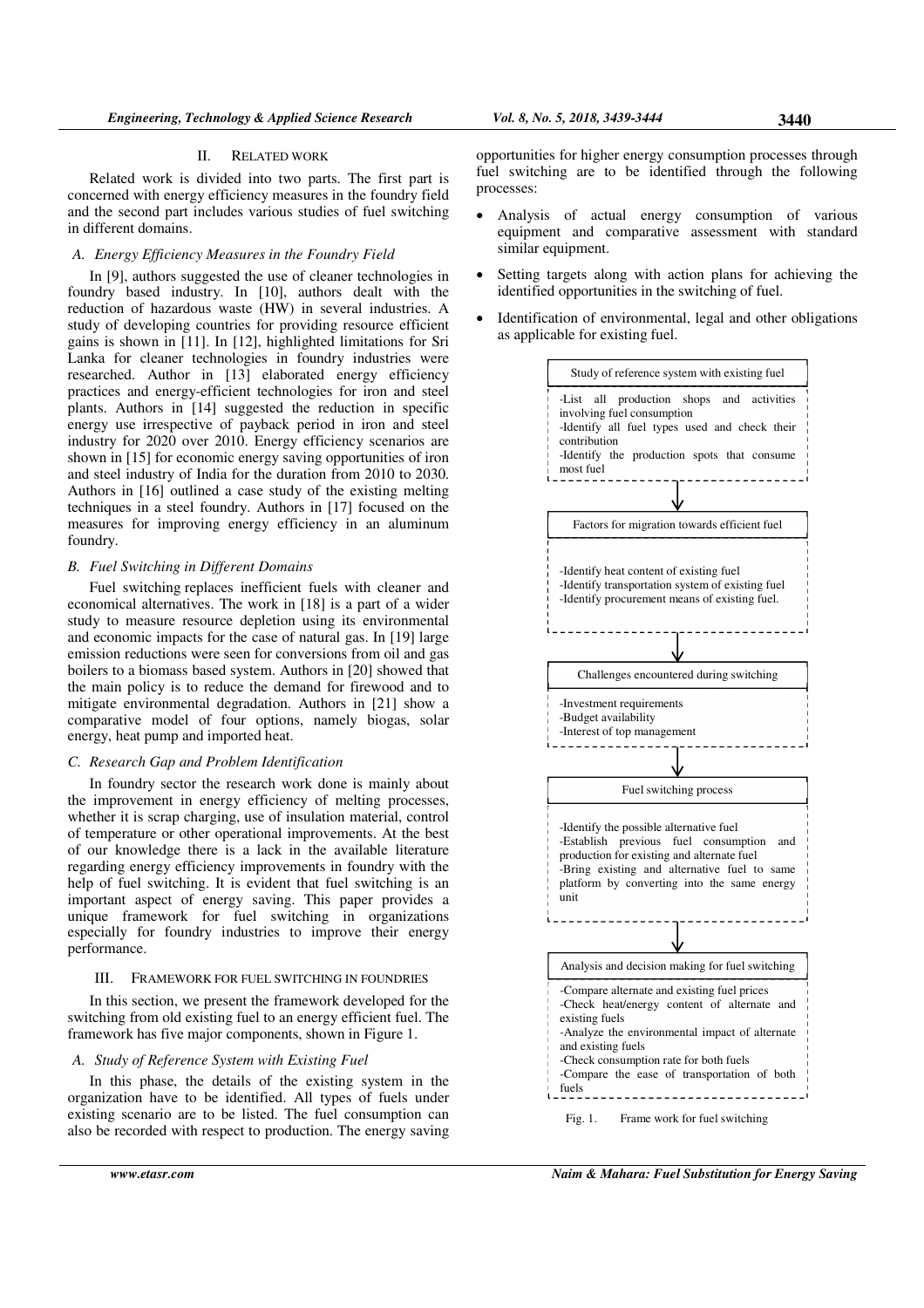## II. RELATED WORK

Related work is divided into two parts. The first part is concerned with energy efficiency measures in the foundry field and the second part includes various studies of fuel switching in different domains.

### A. Energy Efficiency Measures in the Foundry Field

In [9], authors suggested the use of cleaner technologies in foundry based industry. In [10], authors dealt with the reduction of hazardous waste (HW) in several industries. A study of developing countries for providing resource efficient gains is shown in [11]. In [12], highlighted limitations for Sri Lanka for cleaner technologies in foundry industries were researched. Author in [13] elaborated energy efficiency practices and energy-efficient technologies for iron and steel plants. Authors in [14] suggested the reduction in specific energy use irrespective of payback period in iron and steel industry for 2020 over 2010. Energy efficiency scenarios are shown in [15] for economic energy saving opportunities of iron and steel industry of India for the duration from 2010 to 2030. Authors in [16] outlined a case study of the existing melting techniques in a steel foundry. Authors in [17] focused on the measures for improving energy efficiency in an aluminum foundry.

### B. Fuel Switching in Different Domains

Fuel switching replaces inefficient fuels with cleaner and economical alternatives. The work in [18] is a part of a wider study to measure resource depletion using its environmental and economic impacts for the case of natural gas. In [19] large emission reductions were seen for conversions from oil and gas boilers to a biomass based system. Authors in [20] showed that the main policy is to reduce the demand for firewood and to mitigate environmental degradation. Authors in [21] show a comparative model of four options, namely biogas, solar energy, heat pump and imported heat.

### C. Research Gap and Problem Identification

In foundry sector the research work done is mainly about the improvement in energy efficiency of melting processes, whether it is scrap charging, use of insulation material, control of temperature or other operational improvements. At the best of our knowledge there is a lack in the available literature regarding energy efficiency improvements in foundry with the help of fuel switching. It is evident that fuel switching is an important aspect of energy saving. This paper provides a unique framework for fuel switching in organizations especially for foundry industries to improve their energy performance.

## III. FRAMEWORK FOR FUEL SWITCHING IN FOUNDRIES

In this section, we present the framework developed for the switching from old existing fuel to an energy efficient fuel. The framework has five major components, shown in Figure 1.

### A. Study of Reference System with Existing Fuel

In this phase, the details of the existing system in the organization have to be identified. All types of fuels under existing scenario are to be listed. The fuel consumption can also be recorded with respect to production. The energy saving opportunities for higher energy consumption processes through fuel switching are to be identified through the following processes:

- Analysis of actual energy consumption of various equipment and comparative assessment with standard similar equipment.
- Setting targets along with action plans for achieving the identified opportunities in the switching of fuel.
- Identification of environmental, legal and other obligations as applicable for existing fuel.

**Study of reference system with existing fuel**

- -List all production shops and activities involving fuel consumption
- -Identify all fuel types used and check their contribution
- -Identify the production spots that consume most fuel

↓

**Factors for migration towards efficient fuel**

- -Identify heat content of existing fuel
- -Identify transportation system of existing fuel
- -Identify procurement means of existing fuel.

↓

**Challenges encountered during switching**

- -Investment requirements
- -Budget availability
- -Interest of top management

↓

**Fuel switching process**

- -Identify the possible alternative fuel
- -Establish previous fuel consumption and production for existing and alternate fuel
- -Bring existing and alternative fuel to same platform by converting into the same energy unit

↓

**Analysis and decision making for fuel switching**

- -Compare alternate and existing fuel prices
- -Check heat/energy content of alternate and existing fuels
- -Analyze the environmental impact of alternate and existing fuels
- -Check consumption rate for both fuels
- -Compare the ease of transportation of both fuels

Fig. 1. Frame work for fuel switching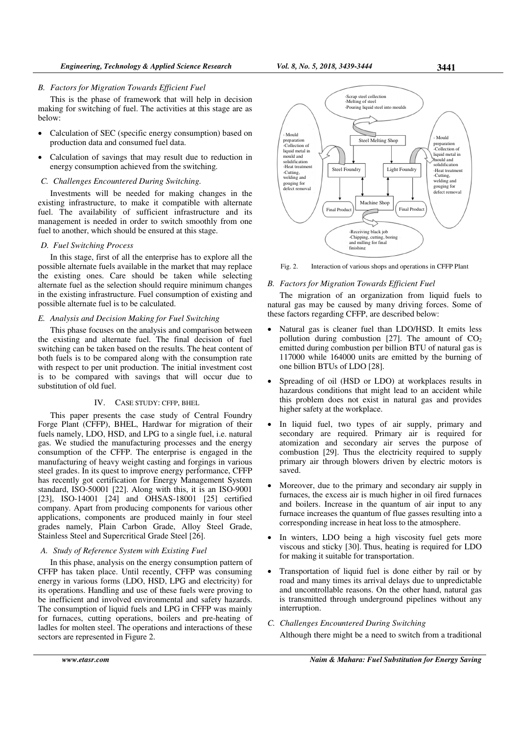### B. Factors for Migration Towards Efficient Fuel

This is the phase of framework that will help in decision making for switching of fuel. The activities at this stage are as below:

- Calculation of SEC (specific energy consumption) based on production data and consumed fuel data.
- Calculation of savings that may result due to reduction in energy consumption achieved from the switching.

### C. Challenges Encountered During Switching.

Investments will be needed for making changes in the existing infrastructure, to make it compatible with alternate fuel. The availability of sufficient infrastructure and its management is needed in order to switch smoothly from one fuel to another, which should be ensured at this stage.

### D. Fuel Switching Process

In this stage, first of all the enterprise has to explore all the possible alternate fuels available in the market that may replace the existing ones. Care should be taken while selecting alternate fuel as the selection should require minimum changes in the existing infrastructure. Fuel consumption of existing and possible alternate fuel is to be calculated.

### E. Analysis and Decision Making for Fuel Switching

This phase focuses on the analysis and comparison between the existing and alternate fuel. The final decision of fuel switching can be taken based on the results. The heat content of both fuels is to be compared along with the consumption rate with respect to per unit production. The initial investment cost is to be compared with savings that will occur due to substitution of old fuel.

## IV. CASE STUDY: CFFP, BHEL

This paper presents the case study of Central Foundry Forge Plant (CFFP), BHEL, Hardwar for migration of their fuels namely, LDO, HSD, and LPG to a single fuel, i.e. natural gas. We studied the manufacturing processes and the energy consumption of the CFFP. The enterprise is engaged in the manufacturing of heavy weight casting and forgings in various steel grades. In its quest to improve energy performance, CFFP has recently got certification for Energy Management System standard, ISO-50001 [22]. Along with this, it is an ISO-9001 [23], ISO-14001 [24] and OHSAS-18001 [25] certified company. Apart from producing components for various other applications, components are produced mainly in four steel grades namely, Plain Carbon Grade, Alloy Steel Grade, Stainless Steel and Supercritical Grade Steel [26].

### A. Study of Reference System with Existing Fuel

In this phase, analysis on the energy consumption pattern of CFFP has taken place. Until recently, CFFP was consuming energy in various forms (LDO, HSD, LPG and electricity) for its operations. Handling and use of these fuels were proving to be inefficient and involved environmental and safety hazards. The consumption of liquid fuels and LPG in CFFP was mainly for furnaces, cutting operations, boilers and pre-heating of ladles for molten steel. The operations and interactions of these sectors are represented in Figure 2.

Fig. 2. Interaction of various shops and operations in CFFP Plant

### B. Factors for Migration Towards Efficient Fuel

The migration of an organization from liquid fuels to natural gas may be caused by many driving forces. Some of these factors regarding CFFP, are described below:

- Natural gas is cleaner fuel than LDO/HSD. It emits less pollution during combustion [27]. The amount of $CO_2$ emitted during combustion per billion BTU of natural gas is 117000 while 164000 units are emitted by the burning of one billion BTUs of LDO [28].
- Spreading of oil (HSD or LDO) at workplaces results in hazardous conditions that might lead to an accident while this problem does not exist in natural gas and provides higher safety at the workplace.
- In liquid fuel, two types of air supply, primary and secondary are required. Primary air is required for atomization and secondary air serves the purpose of combustion [29]. Thus the electricity required to supply primary air through blowers driven by electric motors is saved.
- Moreover, due to the primary and secondary air supply in furnaces, the excess air is much higher in oil fired furnaces and boilers. Increase in the quantum of air input to any furnace increases the quantum of flue gasses resulting into a corresponding increase in heat loss to the atmosphere.
- In winters, LDO being a high viscosity fuel gets more viscous and sticky [30]. Thus, heating is required for LDO for making it suitable for transportation.
- Transportation of liquid fuel is done either by rail or by road and many times its arrival delays due to unpredictable and uncontrollable reasons. On the other hand, natural gas is transmitted through underground pipelines without any interruption.

### C. Challenges Encountered During Switching

Although there might be a need to switch from a traditional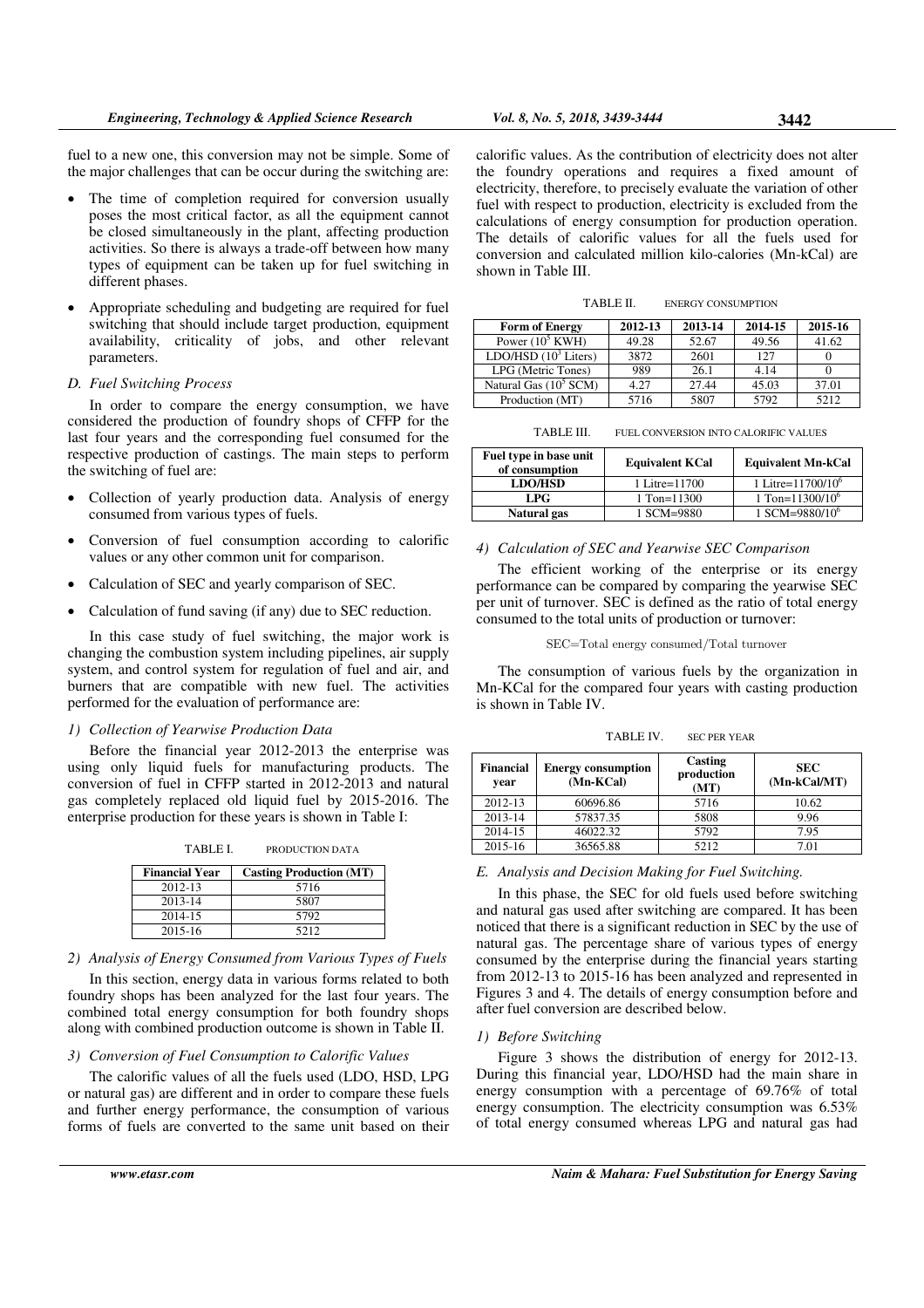fuel to a new one, this conversion may not be simple. Some of the major challenges that can be occur during the switching are:

- The time of completion required for conversion usually poses the most critical factor, as all the equipment cannot be closed simultaneously in the plant, affecting production activities. So there is always a trade-off between how many types of equipment can be taken up for fuel switching in different phases.
- Appropriate scheduling and budgeting are required for fuel switching that should include target production, equipment availability, criticality of jobs, and other relevant parameters.

### *D. Fuel Switching Process*

In order to compare the energy consumption, we have considered the production of foundry shops of CFFP for the last four years and the corresponding fuel consumed for the respective production of castings. The main steps to perform the switching of fuel are:

- Collection of yearly production data. Analysis of energy consumed from various types of fuels.
- Conversion of fuel consumption according to calorific values or any other common unit for comparison.
- Calculation of SEC and yearly comparison of SEC.
- Calculation of fund saving (if any) due to SEC reduction.

In this case study of fuel switching, the major work is changing the combustion system including pipelines, air supply system, and control system for regulation of fuel and air, and burners that are compatible with new fuel. The activities performed for the evaluation of performance are:

#### *1) Collection of Yearwise Production Data*

Before the financial year 2012-2013 the enterprise was using only liquid fuels for manufacturing products. The conversion of fuel in CFFP started in 2012-2013 and natural gas completely replaced old liquid fuel by 2015-2016. The enterprise production for these years is shown in Table I:

TABLE I. PRODUCTION DATA

| Financial Year | Casting Production (MT) |
| --- | --- |
| 2012-13 | 5716 |
| 2013-14 | 5807 |
| 2014-15 | 5792 |
| 2015-16 | 5212 |

#### *2) Analysis of Energy Consumed from Various Types of Fuels*

In this section, energy data in various forms related to both foundry shops has been analyzed for the last four years. The combined total energy consumption for both foundry shops along with combined production outcome is shown in Table II.

#### *3) Conversion of Fuel Consumption to Calorific Values*

The calorific values of all the fuels used (LDO, HSD, LPG or natural gas) are different and in order to compare these fuels and further energy performance, the consumption of various forms of fuels are converted to the same unit based on their calorific values. As the contribution of electricity does not alter the foundry operations and requires a fixed amount of electricity, therefore, to precisely evaluate the variation of other fuel with respect to production, electricity is excluded from the calculations of energy consumption for production operation. The details of calorific values for all the fuels used for conversion and calculated million kilo-calories (Mn-kCal) are shown in Table III.

TABLE II. ENERGY CONSUMPTION

| Form of Energy | 2012-13 | 2013-14 | 2014-15 | 2015-16 |
| --- | --- | --- | --- | --- |
| Power ($10^5$ KWH) | 49.28 | 52.67 | 49.56 | 41.62 |
| LDO/HSD ($10^3$ Liters) | 3872 | 2601 | 127 | 0 |
| LPG (Metric Tones) | 989 | 26.1 | 4.14 | 0 |
| Natural Gas ($10^5$ SCM) | 4.27 | 27.44 | 45.03 | 37.01 |
| Production (MT) | 5716 | 5807 | 5792 | 5212 |

TABLE III. FUEL CONVERSION INTO CALORIFIC VALUES

| Fuel type in base unit of consumption | Equivalent KCal | Equivalent Mn-kCal |
| --- | --- | --- |
| **LDO/HSD** | 1 Litre=11700 | 1 Litre=11700/$10^6$ |
| **LPG** | 1 Ton=11300 | 1 Ton=11300/$10^6$ |
| **Natural gas** | 1 SCM=9880 | 1 SCM=9880/$10^6$ |

#### *4) Calculation of SEC and Yearwise SEC Comparison*

The efficient working of the enterprise or its energy performance can be compared by comparing the yearwise SEC per unit of turnover. SEC is defined as the ratio of total energy consumed to the total units of production or turnover:

$$\text{SEC}=\text{Total energy consumed}/\text{Total turnover}$$

The consumption of various fuels by the organization in Mn-KCal for the compared four years with casting production is shown in Table IV.

TABLE IV. SEC PER YEAR

| Financial year | Energy consumption (Mn-KCal) | Casting production (MT) | SEC (Mn-kCal/MT) |
| --- | --- | --- | --- |
| 2012-13 | 60696.86 | 5716 | 10.62 |
| 2013-14 | 57837.35 | 5808 | 9.96 |
| 2014-15 | 46022.32 | 5792 | 7.95 |
| 2015-16 | 36565.88 | 5212 | 7.01 |

### *E. Analysis and Decision Making for Fuel Switching.*

In this phase, the SEC for old fuels used before switching and natural gas used after switching are compared. It has been noticed that there is a significant reduction in SEC by the use of natural gas. The percentage share of various types of energy consumed by the enterprise during the financial years starting from 2012-13 to 2015-16 has been analyzed and represented in Figures 3 and 4. The details of energy consumption before and after fuel conversion are described below.

#### *1) Before Switching*

Figure 3 shows the distribution of energy for 2012-13. During this financial year, LDO/HSD had the main share in energy consumption with a percentage of 69.76% of total energy consumption. The electricity consumption was 6.53% of total energy consumed whereas LPG and natural gas had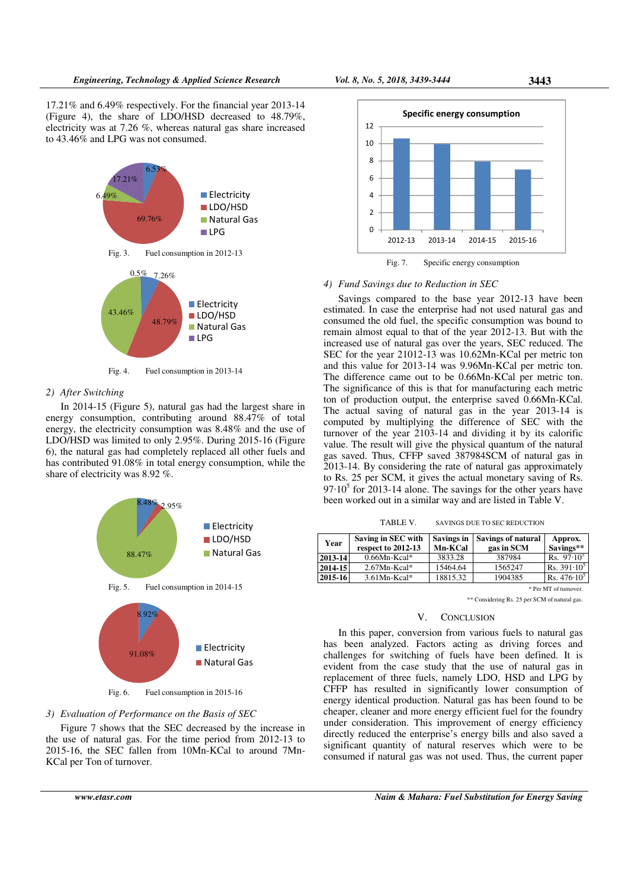17.21% and 6.49% respectively. For the financial year 2013-14 (Figure 4), the share of LDO/HSD decreased to 48.79%, electricity was at 7.26 %, whereas natural gas share increased to 43.46% and LPG was not consumed.

Fig. 3. Fuel consumption in 2012-13

Fig. 4. Fuel consumption in 2013-14

### 2) *After Switching*

In 2014-15 (Figure 5), natural gas had the largest share in energy consumption, contributing around 88.47% of total energy, the electricity consumption was 8.48% and the use of LDO/HSD was limited to only 2.95%. During 2015-16 (Figure 6), the natural gas had completely replaced all other fuels and has contributed 91.08% in total energy consumption, while the share of electricity was 8.92 %.

Fig. 5. Fuel consumption in 2014-15

Fig. 6. Fuel consumption in 2015-16

### 3) *Evaluation of Performance on the Basis of SEC*

Figure 7 shows that the SEC decreased by the increase in the use of natural gas. For the time period from 2012-13 to 2015-16, the SEC fallen from 10Mn-KCal to around 7Mn-KCal per Ton of turnover.

Fig. 7. Specific energy consumption

### 4) *Fund Savings due to Reduction in SEC*

Savings compared to the base year 2012-13 have been estimated. In case the enterprise had not used natural gas and consumed the old fuel, the specific consumption was bound to remain almost equal to that of the year 2012-13. But with the increased use of natural gas over the years, SEC reduced. The SEC for the year 21012-13 was 10.62Mn-KCal per metric ton and this value for 2013-14 was 9.96Mn-KCal per metric ton. The difference came out to be 0.66Mn-KCal per metric ton. The significance of this is that for manufacturing each metric ton of production output, the enterprise saved 0.66Mn-KCal. The actual saving of natural gas in the year 2013-14 is computed by multiplying the difference of SEC with the turnover of the year 2103-14 and dividing it by its calorific value. The result will give the physical quantum of the natural gas saved. Thus, CFFP saved 387984SCM of natural gas in 2013-14. By considering the rate of natural gas approximately to Rs. 25 per SCM, it gives the actual monetary saving of Rs. $97 \cdot 10^5$ for 2013-14 alone. The savings for the other years have been worked out in a similar way and are listed in Table V.

TABLE V. SAVINGS DUE TO SEC REDUCTION

| Year | Saving in SEC with respect to 2012-13 | Savings in Mn-KCal | Savings of natural gas in SCM | Approx. Savings** |
|---|---|---|---|---|
| 2013-14 | 0.66Mn-Kcal* | 3833.28 | 387984 | Rs. $97 \cdot 10^5$ |
| 2014-15 | 2.67Mn-Kcal* | 15464.64 | 1565247 | Rs. $391 \cdot 10^5$ |
| 2015-16 | 3.61Mn-Kcal* | 18815.32 | 1904385 | Rs. $476 \cdot 10^5$ |

\* Per MT of turnover.

\*\* Considering Rs. 25 per SCM of natural gas.

## V. CONCLUSION

In this paper, conversion from various fuels to natural gas has been analyzed. Factors acting as driving forces and challenges for switching of fuels have been defined. It is evident from the case study that the use of natural gas in replacement of three fuels, namely LDO, HSD and LPG by CFFP has resulted in significantly lower consumption of energy identical production. Natural gas has been found to be cheaper, cleaner and more energy efficient fuel for the foundry under consideration. This improvement of energy efficiency directly reduced the enterprise's energy bills and also saved a significant quantity of natural reserves which were to be consumed if natural gas was not used. Thus, the current paper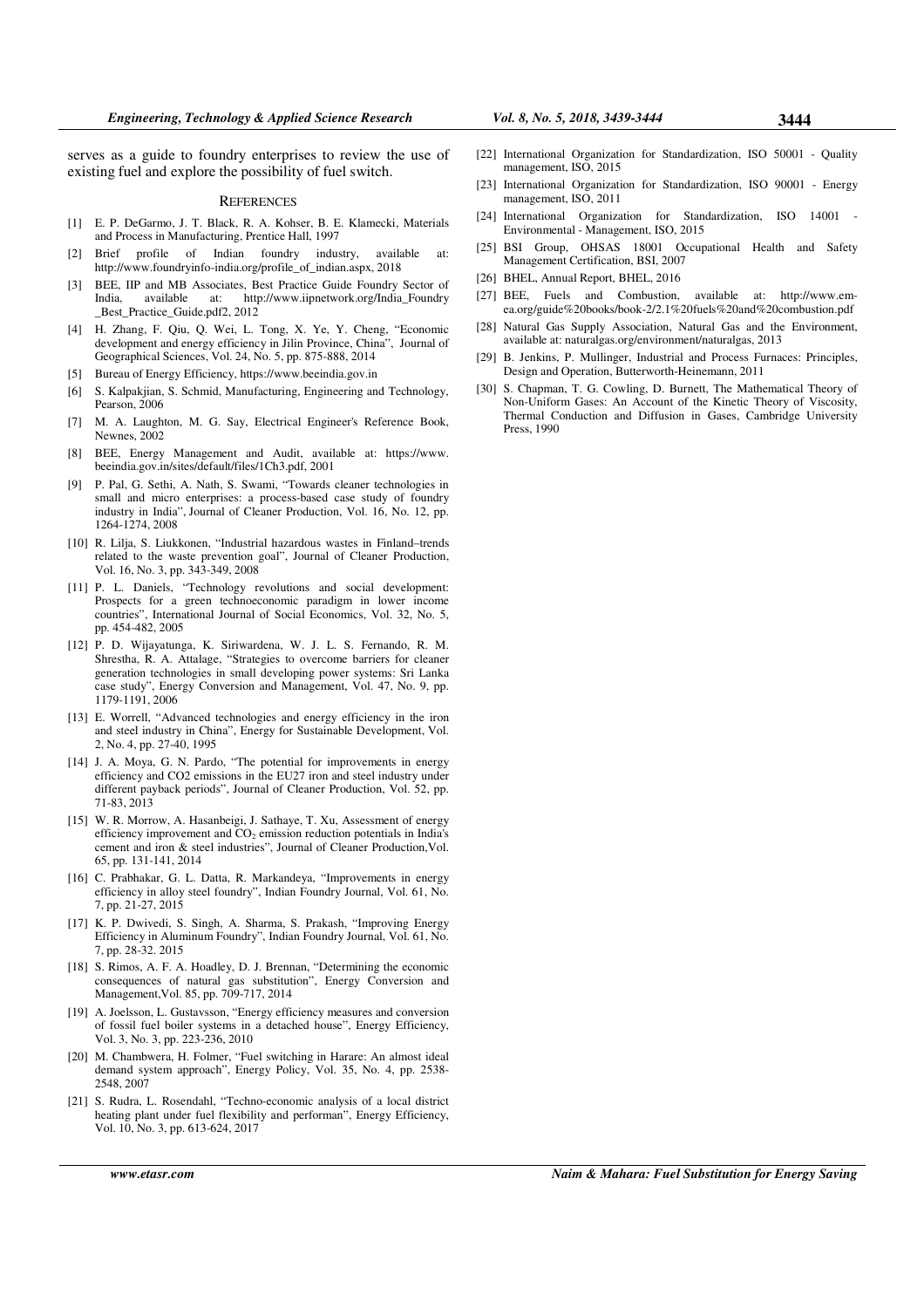serves as a guide to foundry enterprises to review the use of existing fuel and explore the possibility of fuel switch.

## REFERENCES

[1] E. P. DeGarmo, J. T. Black, R. A. Kohser, B. E. Klamecki, Materials and Process in Manufacturing, Prentice Hall, 1997

[2] Brief profile of Indian foundry industry, available at: http://www.foundryinfo-india.org/profile_of_indian.aspx, 2018

[3] BEE, IIP and MB Associates, Best Practice Guide Foundry Sector of India, available at: http://www.iipnetwork.org/India_Foundry _Best_Practice_Guide.pdf2, 2012

[4] H. Zhang, F. Qiu, Q. Wei, L. Tong, X. Ye, Y. Cheng, "Economic development and energy efficiency in Jilin Province, China", Journal of Geographical Sciences, Vol. 24, No. 5, pp. 875-888, 2014

[5] Bureau of Energy Efficiency, https://www.beeindia.gov.in

[6] S. Kalpakjian, S. Schmid, Manufacturing, Engineering and Technology, Pearson, 2006

[7] M. A. Laughton, M. G. Say, Electrical Engineer's Reference Book, Newnes, 2002

[8] BEE, Energy Management and Audit, available at: https://www.beeindia.gov.in/sites/default/files/1Ch3.pdf, 2001

[9] P. Pal, G. Sethi, A. Nath, S. Swami, "Towards cleaner technologies in small and micro enterprises: a process-based case study of foundry industry in India", Journal of Cleaner Production, Vol. 16, No. 12, pp. 1264-1274, 2008

[10] R. Lilja, S. Liukkonen, "Industrial hazardous wastes in Finland–trends related to the waste prevention goal", Journal of Cleaner Production, Vol. 16, No. 3, pp. 343-349, 2008

[11] P. L. Daniels, "Technology revolutions and social development: Prospects for a green technoeconomic paradigm in lower income countries", International Journal of Social Economics, Vol. 32, No. 5, pp. 454-482, 2005

[12] P. D. Wijayatunga, K. Siriwardena, W. J. L. S. Fernando, R. M. Shrestha, R. A. Attalage, "Strategies to overcome barriers for cleaner generation technologies in small developing power systems: Sri Lanka case study", Energy Conversion and Management, Vol. 47, No. 9, pp. 1179-1191, 2006

[13] E. Worrell, "Advanced technologies and energy efficiency in the iron and steel industry in China", Energy for Sustainable Development, Vol. 2, No. 4, pp. 27-40, 1995

[14] J. A. Moya, G. N. Pardo, "The potential for improvements in energy efficiency and CO2 emissions in the EU27 iron and steel industry under different payback periods", Journal of Cleaner Production, Vol. 52, pp. 71-83, 2013

[15] W. R. Morrow, A. Hasanbeigi, J. Sathaye, T. Xu, Assessment of energy efficiency improvement and $CO_2$ emission reduction potentials in India's cement and iron & steel industries", Journal of Cleaner Production,Vol. 65, pp. 131-141, 2014

[16] C. Prabhakar, G. L. Datta, R. Markandeya, "Improvements in energy efficiency in alloy steel foundry", Indian Foundry Journal, Vol. 61, No. 7, pp. 21-27, 2015

[17] K. P. Dwivedi, S. Singh, A. Sharma, S. Prakash, "Improving Energy Efficiency in Aluminum Foundry", Indian Foundry Journal, Vol. 61, No. 7, pp. 28-32. 2015

[18] S. Rimos, A. F. A. Hoadley, D. J. Brennan, "Determining the economic consequences of natural gas substitution", Energy Conversion and Management,Vol. 85, pp. 709-717, 2014

[19] A. Joelsson, L. Gustavsson, "Energy efficiency measures and conversion of fossil fuel boiler systems in a detached house", Energy Efficiency, Vol. 3, No. 3, pp. 223-236, 2010

[20] M. Chambwera, H. Folmer, "Fuel switching in Harare: An almost ideal demand system approach", Energy Policy, Vol. 35, No. 4, pp. 2538-2548, 2007

[21] S. Rudra, L. Rosendahl, "Techno-economic analysis of a local district heating plant under fuel flexibility and performan", Energy Efficiency, Vol. 10, No. 3, pp. 613-624, 2017

[22] International Organization for Standardization, ISO 50001 - Quality management, ISO, 2015

[23] International Organization for Standardization, ISO 90001 - Energy management, ISO, 2011

[24] International Organization for Standardization, ISO 14001 - Environmental - Management, ISO, 2015

[25] BSI Group, OHSAS 18001 Occupational Health and Safety Management Certification, BSI, 2007

[26] BHEL, Annual Report, BHEL, 2016

[27] BEE, Fuels and Combustion, available at: http://www.em-ea.org/guide%20books/book-2/2.1%20fuels%20and%20combustion.pdf

[28] Natural Gas Supply Association, Natural Gas and the Environment, available at: naturalgas.org/environment/naturalgas, 2013

[29] B. Jenkins, P. Mullinger, Industrial and Process Furnaces: Principles, Design and Operation, Butterworth-Heinemann, 2011

[30] S. Chapman, T. G. Cowling, D. Burnett, The Mathematical Theory of Non-Uniform Gases: An Account of the Kinetic Theory of Viscosity, Thermal Conduction and Diffusion in Gases, Cambridge University Press, 1990